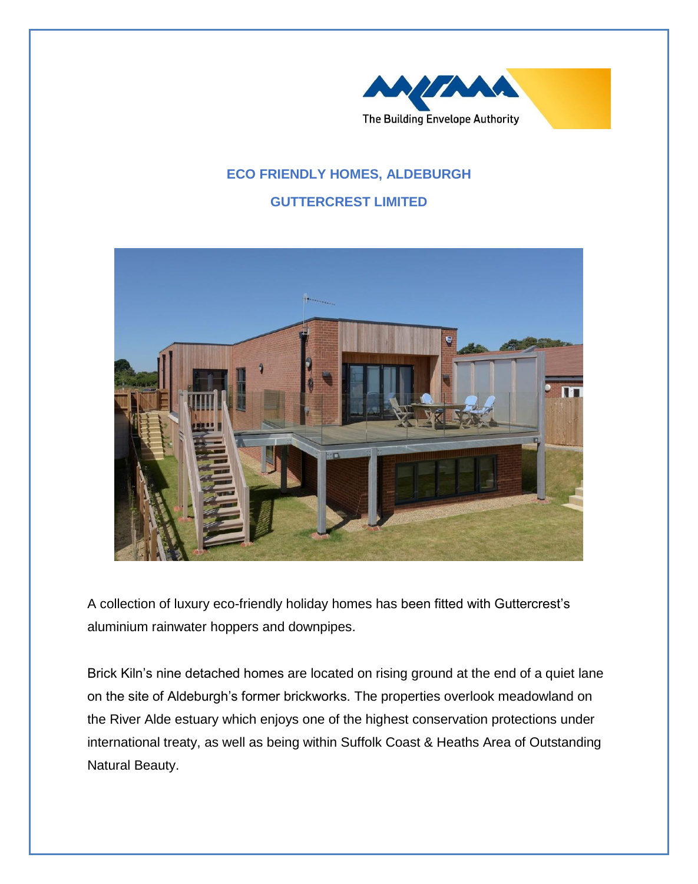# ECO FRIENDLY HOMES, ALDEBURGH

## GUTTERCREST LIMITED

A collection of luxury eco-friendly holiday homes has been fitted with Guttercrest's aluminium rainwater hoppers and downpipes.

Brick Kiln's nine detached homes are located on rising ground at the end of a quiet lane on the site of Aldeburgh's former brickworks. The properties overlook meadowland on the River Alde estuary which enjoys one of the highest conservation protections under international treaty, as well as being within Suffolk Coast & Heaths Area of Outstanding Natural Beauty.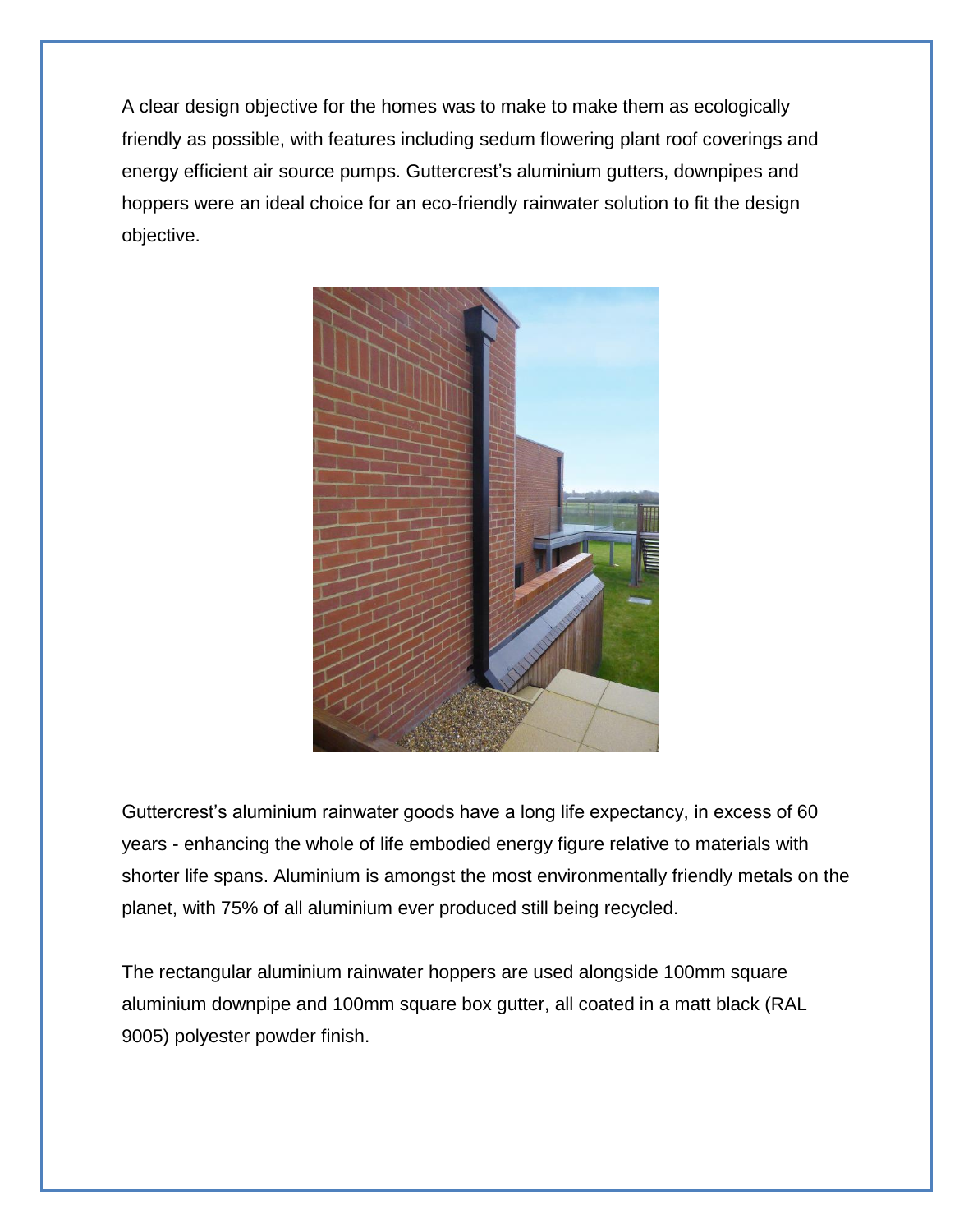A clear design objective for the homes was to make to make them as ecologically friendly as possible, with features including sedum flowering plant roof coverings and energy efficient air source pumps. Guttercrest's aluminium gutters, downpipes and hoppers were an ideal choice for an eco-friendly rainwater solution to fit the design objective.

Guttercrest's aluminium rainwater goods have a long life expectancy, in excess of 60 years - enhancing the whole of life embodied energy figure relative to materials with shorter life spans. Aluminium is amongst the most environmentally friendly metals on the planet, with 75% of all aluminium ever produced still being recycled.

The rectangular aluminium rainwater hoppers are used alongside 100mm square aluminium downpipe and 100mm square box gutter, all coated in a matt black (RAL 9005) polyester powder finish.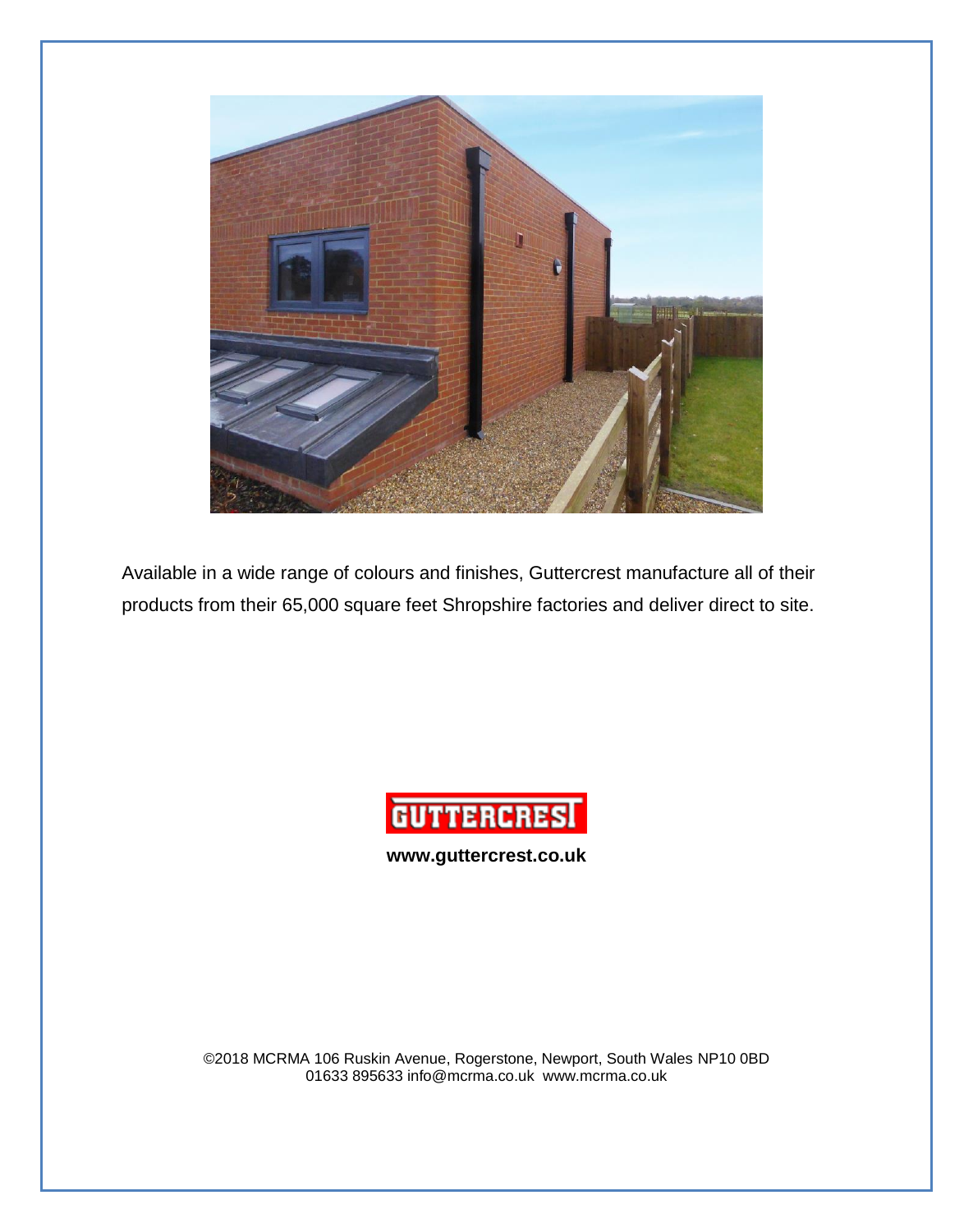Available in a wide range of colours and finishes, Guttercrest manufacture all of their products from their 65,000 square feet Shropshire factories and deliver direct to site.

GUTTERCREST

**www.guttercrest.co.uk**

©2018 MCRMA 106 Ruskin Avenue, Rogerstone, Newport, South Wales NP10 0BD
01633 895633 info@mcrma.co.uk www.mcrma.co.uk